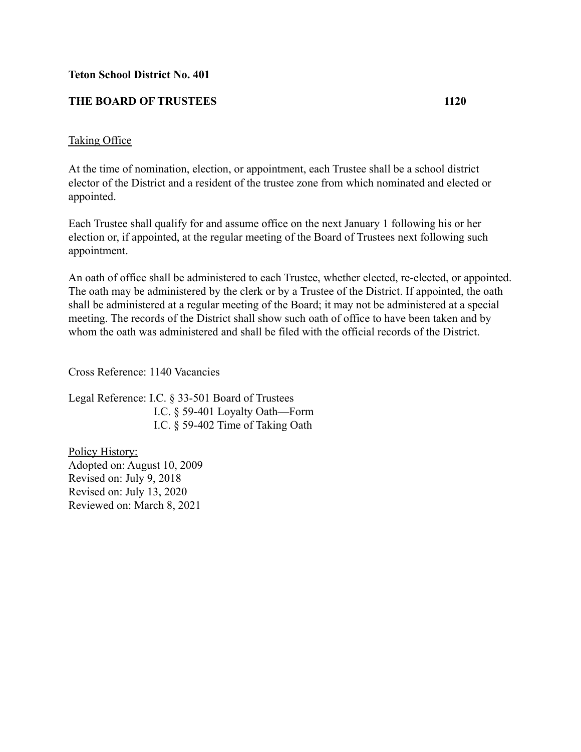**Teton School District No. 401**

**THE BOARD OF TRUSTEES 1120**

Taking Office

At the time of nomination, election, or appointment, each Trustee shall be a school district elector of the District and a resident of the trustee zone from which nominated and elected or appointed.

Each Trustee shall qualify for and assume office on the next January 1 following his or her election or, if appointed, at the regular meeting of the Board of Trustees next following such appointment.

An oath of office shall be administered to each Trustee, whether elected, re-elected, or appointed. The oath may be administered by the clerk or by a Trustee of the District. If appointed, the oath shall be administered at a regular meeting of the Board; it may not be administered at a special meeting. The records of the District shall show such oath of office to have been taken and by whom the oath was administered and shall be filed with the official records of the District.

Cross Reference: 1140 Vacancies

Legal Reference: I.C. § 33-501 Board of Trustees
I.C. § 59-401 Loyalty Oath—Form
I.C. § 59-402 Time of Taking Oath

Policy History:
Adopted on: August 10, 2009
Revised on: July 9, 2018
Revised on: July 13, 2020
Reviewed on: March 8, 2021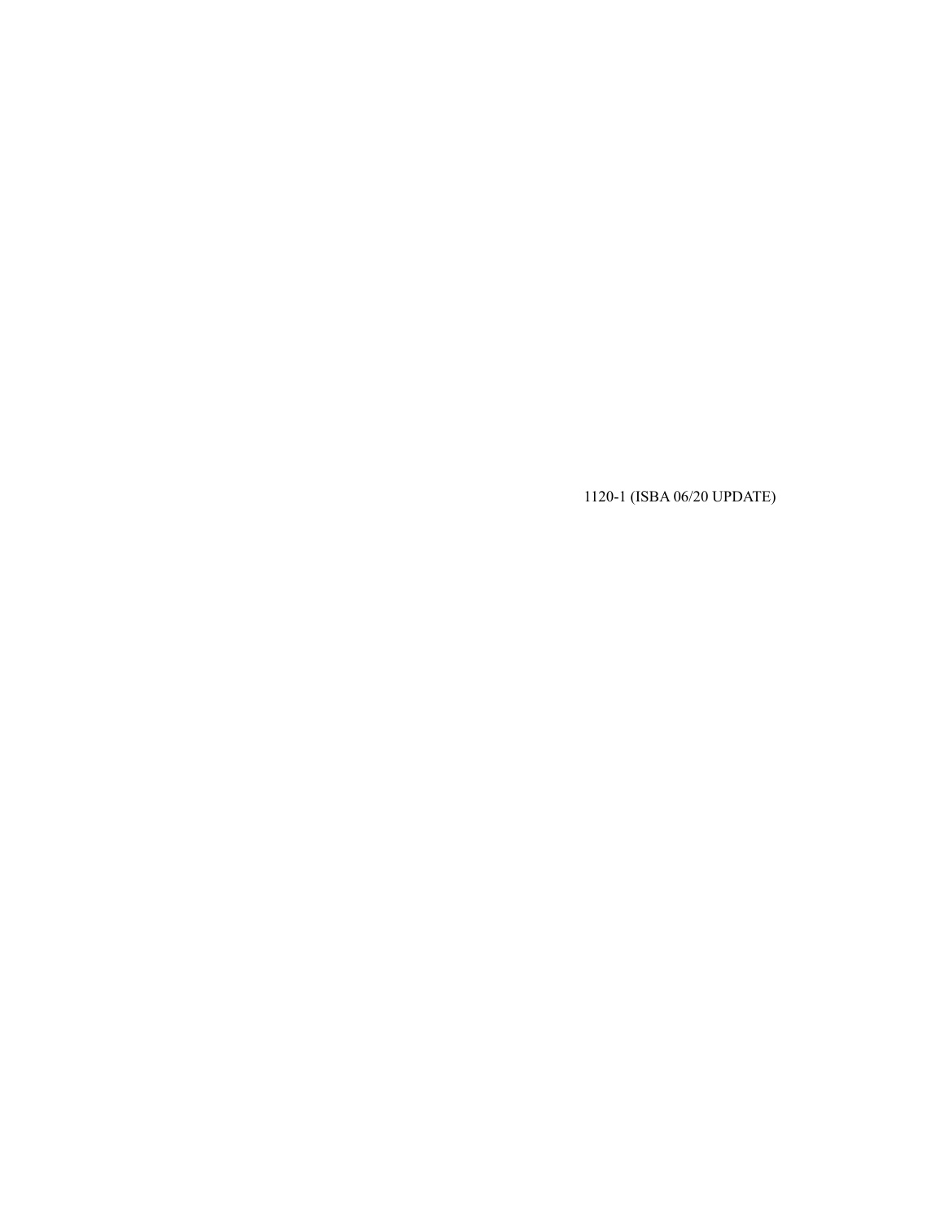1120-1 (ISBA 06/20 UPDATE)